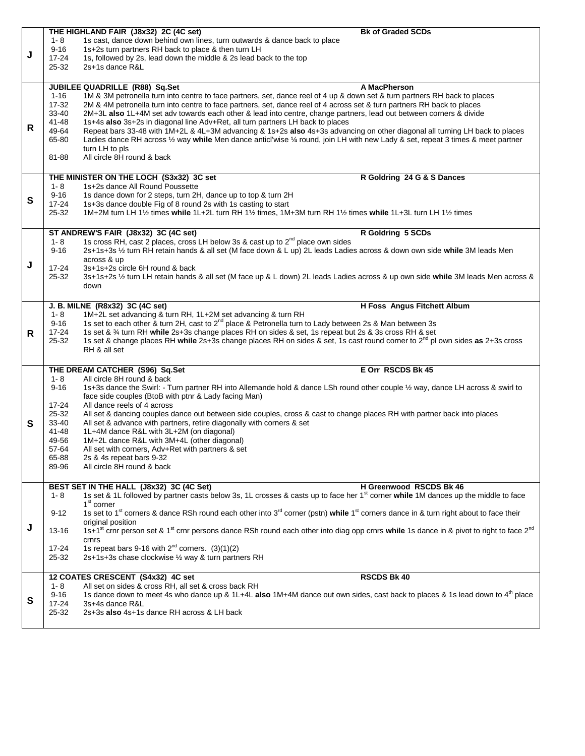| | Dance | |
|---|---|---|
| **J** | **THE HIGHLAND FAIR (J8x32) 2C (4C set)** | **Bk of Graded SCDs** |
| | 1- 8 1s cast, dance down behind own lines, turn outwards & dance back to place<br>9-16 1s+2s turn partners RH back to place & then turn LH<br>17-24 1s, followed by 2s, lead down the middle & 2s lead back to the top<br>25-32 2s+1s dance R&L | |
| **R** | **JUBILEE QUADRILLE (R88) Sq.Set** | **A MacPherson** |
| | 1-16 1M & 3M petronella turn into centre to face partners, set, dance reel of 4 up & down set & turn partners RH back to places<br>17-32 2M & 4M petronella turn into centre to face partners, set, dance reel of 4 across set & turn partners RH back to places<br>33-40 2M+3L **also** 1L+4M set adv towards each other & lead into centre, change partners, lead out between corners & divide<br>41-48 1s+4s **also** 3s+2s in diagonal line Adv+Ret, all turn partners LH back to places<br>49-64 Repeat bars 33-48 with 1M+2L & 4L+3M advancing & 1s+2s **also** 4s+3s advancing on other diagonal all turning LH back to places<br>65-80 Ladies dance RH across ½ way **while** Men dance anticl'wise ¼ round, join LH with new Lady & set, repeat 3 times & meet partner turn LH to pls<br>81-88 All circle 8H round & back | |
| **S** | **THE MINISTER ON THE LOCH (S3x32) 3C set** | **R Goldring 24 G & S Dances** |
| | 1- 8 1s+2s dance All Round Poussette<br>9-16 1s dance down for 2 steps, turn 2H, dance up to top & turn 2H<br>17-24 1s+3s dance double Fig of 8 round 2s with 1s casting to start<br>25-32 1M+2M turn LH 1½ times **while** 1L+2L turn RH 1½ times, 1M+3M turn RH 1½ times **while** 1L+3L turn LH 1½ times | |
| **J** | **ST ANDREW'S FAIR (J8x32) 3C (4C set)** | **R Goldring 5 SCDs** |
| | 1- 8 1s cross RH, cast 2 places, cross LH below 3s & cast up to 2nd place own sides<br>9-16 2s+1s+3s ½ turn RH retain hands & all set (M face down & L up) 2L leads Ladies across & down own side **while** 3M leads Men across & up<br>17-24 3s+1s+2s circle 6H round & back<br>25-32 3s+1s+2s ½ turn LH retain hands & all set (M face up & L down) 2L leads Ladies across & up own side **while** 3M leads Men across & down | |
| **R** | **J. B. MILNE (R8x32) 3C (4C set)** | **H Foss Angus Fitchett Album** |
| | 1- 8 1M+2L set advancing & turn RH, 1L+2M set advancing & turn RH<br>9-16 1s set to each other & turn 2H, cast to 2nd place & Petronella turn to Lady between 2s & Man between 3s<br>17-24 1s set & ¾ turn RH **while** 2s+3s change places RH on sides & set, 1s repeat but 2s & 3s cross RH & set<br>25-32 1s set & change places RH **while** 2s+3s change places RH on sides & set, 1s cast round corner to 2nd pl own sides **as** 2+3s cross RH & all set | |
| **S** | **THE DREAM CATCHER (S96) Sq.Set** | **E Orr RSCDS Bk 45** |
| | 1- 8 All circle 8H round & back<br>9-16 1s+3s dance the Swirl: - Turn partner RH into Allemande hold & dance LSh round other couple ½ way, dance LH across & swirl to face side couples (BtoB with ptnr & Lady facing Man)<br>17-24 All dance reels of 4 across<br>25-32 All set & dancing couples dance out between side couples, cross & cast to change places RH with partner back into places<br>33-40 All set & advance with partners, retire diagonally with corners & set<br>41-48 1L+4M dance R&L with 3L+2M (on diagonal)<br>49-56 1M+2L dance R&L with 3M+4L (other diagonal)<br>57-64 All set with corners, Adv+Ret with partners & set<br>65-88 2s & 4s repeat bars 9-32<br>89-96 All circle 8H round & back | |
| **J** | **BEST SET IN THE HALL (J8x32) 3C (4C Set)** | **H Greenwood RSCDS Bk 46** |
| | 1- 8 1s set & 1L followed by partner casts below 3s, 1L crosses & casts up to face her 1st corner **while** 1M dances up the middle to face 1st corner<br>9-12 1s set to 1st corners & dance RSh round each other into 3rd corner (pstn) **while** 1st corners dance in & turn right about to face their original position<br>13-16 1s+1st crnr person set & 1st crnr persons dance RSh round each other into diag opp crnrs **while** 1s dance in & pivot to right to face 2nd crnrs<br>17-24 1s repeat bars 9-16 with 2nd corners. (3)(1)(2)<br>25-32 2s+1s+3s chase clockwise ½ way & turn partners RH | |
| **S** | **12 COATES CRESCENT (S4x32) 4C set** | **RSCDS Bk 40** |
| | 1- 8 All set on sides & cross RH, all set & cross back RH<br>9-16 1s dance down to meet 4s who dance up & 1L+4L **also** 1M+4M dance out own sides, cast back to places & 1s lead down to 4th place<br>17-24 3s+4s dance R&L<br>25-32 2s+3s **also** 4s+1s dance RH across & LH back | |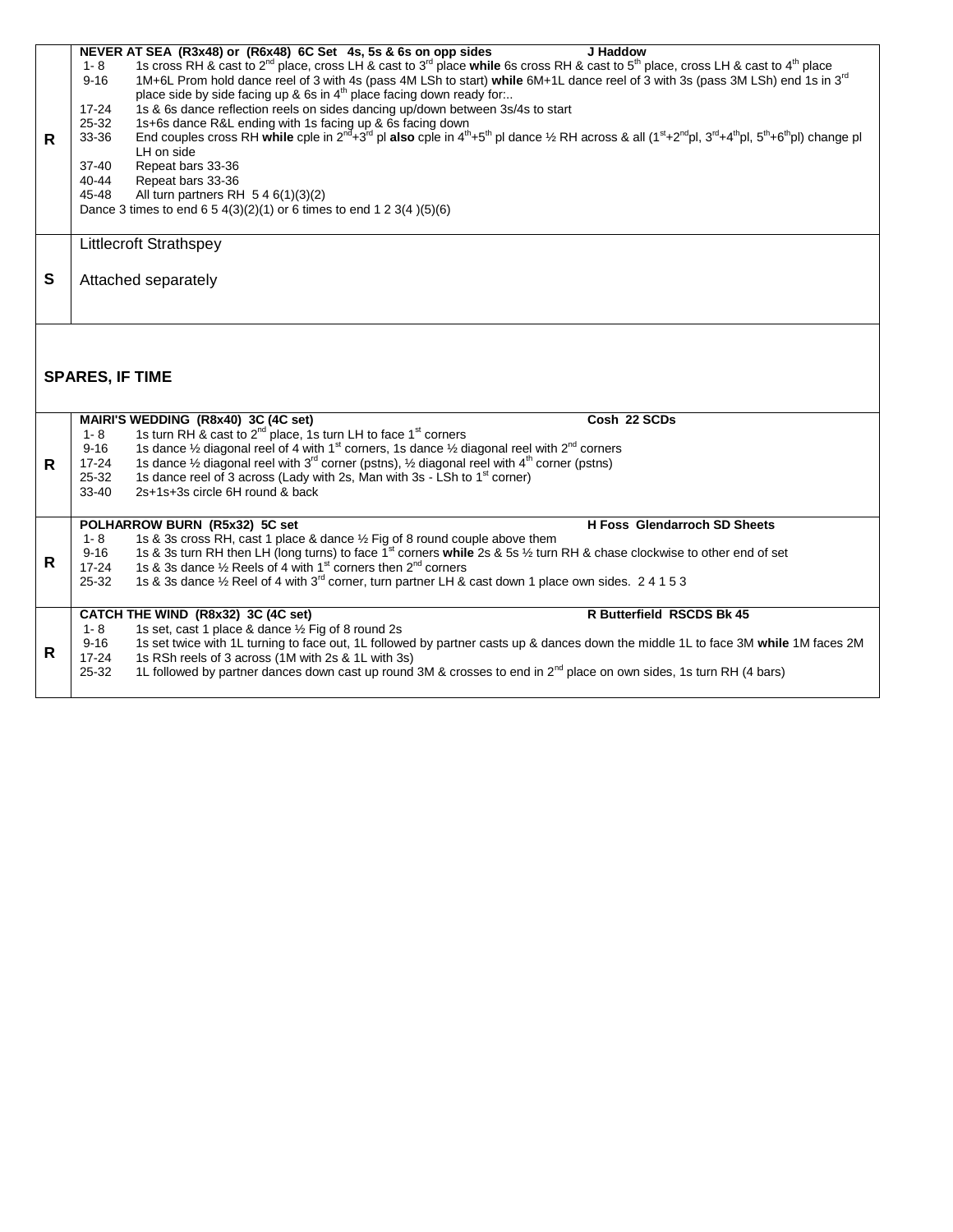| | |
|---|---|
| R | **NEVER AT SEA (R3x48) or (R6x48) 6C Set 4s, 5s & 6s on opp sides** **J Haddow**<br>1- 8 1s cross RH & cast to 2nd place, cross LH & cast to 3rd place **while** 6s cross RH & cast to 5th place, cross LH & cast to 4th place<br>9-16 1M+6L Prom hold dance reel of 3 with 4s (pass 4M LSh to start) **while** 6M+1L dance reel of 3 with 3s (pass 3M LSh) end 1s in 3rd place side by side facing up & 6s in 4th place facing down ready for:..<br>17-24 1s & 6s dance reflection reels on sides dancing up/down between 3s/4s to start<br>25-32 1s+6s dance R&L ending with 1s facing up & 6s facing down<br>33-36 End couples cross RH **while** cple in 2nd+3rd pl **also** cple in 4th+5th pl dance ½ RH across & all (1st+2ndpl, 3rd+4thpl, 5th+6thpl) change pl LH on side<br>37-40 Repeat bars 33-36<br>40-44 Repeat bars 33-36<br>45-48 All turn partners RH 5 4 6(1)(3)(2)<br>Dance 3 times to end 6 5 4(3)(2)(1) or 6 times to end 1 2 3(4 )(5)(6) |
| S | Littlecroft Strathspey<br><br>Attached separately |
| | **SPARES, IF TIME** |
| R | **MAIRI'S WEDDING (R8x40) 3C (4C set)** **Cosh 22 SCDs**<br>1- 8 1s turn RH & cast to 2nd place, 1s turn LH to face 1st corners<br>9-16 1s dance ½ diagonal reel of 4 with 1st corners, 1s dance ½ diagonal reel with 2nd corners<br>17-24 1s dance ½ diagonal reel with 3rd corner (pstns), ½ diagonal reel with 4th corner (pstns)<br>25-32 1s dance reel of 3 across (Lady with 2s, Man with 3s - LSh to 1st corner)<br>33-40 2s+1s+3s circle 6H round & back |
| R | **POLHARROW BURN (R5x32) 5C set** **H Foss Glendarroch SD Sheets**<br>1- 8 1s & 3s cross RH, cast 1 place & dance ½ Fig of 8 round couple above them<br>9-16 1s & 3s turn RH then LH (long turns) to face 1st corners **while** 2s & 5s ½ turn RH & chase clockwise to other end of set<br>17-24 1s & 3s dance ½ Reels of 4 with 1st corners then 2nd corners<br>25-32 1s & 3s dance ½ Reel of 4 with 3rd corner, turn partner LH & cast down 1 place own sides. 2 4 1 5 3 |
| R | **CATCH THE WIND (R8x32) 3C (4C set)** **R Butterfield RSCDS Bk 45**<br>1- 8 1s set, cast 1 place & dance ½ Fig of 8 round 2s<br>9-16 1s set twice with 1L turning to face out, 1L followed by partner casts up & dances down the middle 1L to face 3M **while** 1M faces 2M<br>17-24 1s RSh reels of 3 across (1M with 2s & 1L with 3s)<br>25-32 1L followed by partner dances down cast up round 3M & crosses to end in 2nd place on own sides, 1s turn RH (4 bars) |